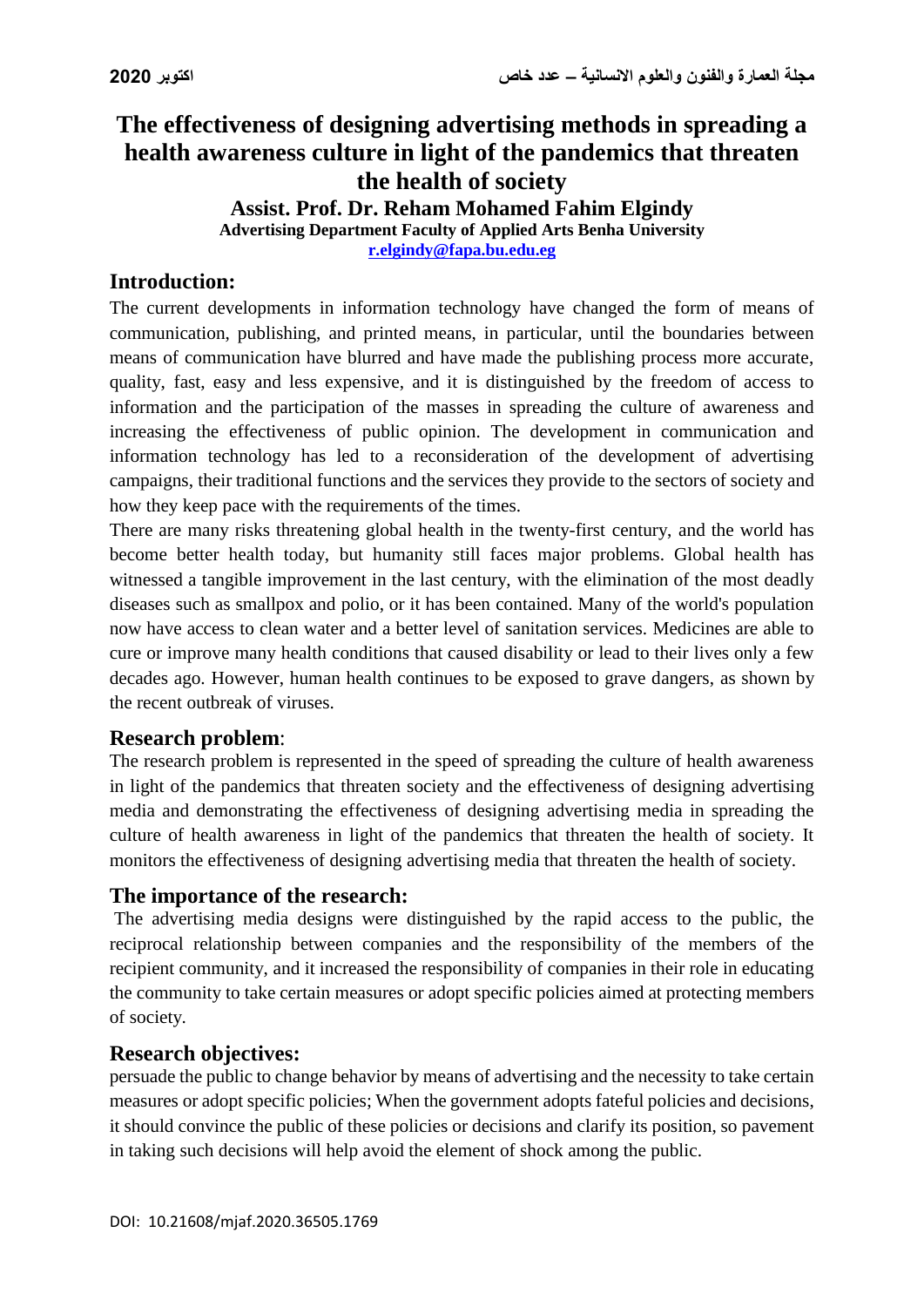# The effectiveness of designing advertising methods in spreading a health awareness culture in light of the pandemics that threaten the health of society

**Assist. Prof. Dr. Reham Mohamed Fahim Elgindy**

**Advertising Department Faculty of Applied Arts Benha University**

**r.elgindy@fapa.bu.edu.eg**

## Introduction:

The current developments in information technology have changed the form of means of communication, publishing, and printed means, in particular, until the boundaries between means of communication have blurred and have made the publishing process more accurate, quality, fast, easy and less expensive, and it is distinguished by the freedom of access to information and the participation of the masses in spreading the culture of awareness and increasing the effectiveness of public opinion. The development in communication and information technology has led to a reconsideration of the development of advertising campaigns, their traditional functions and the services they provide to the sectors of society and how they keep pace with the requirements of the times.

There are many risks threatening global health in the twenty-first century, and the world has become better health today, but humanity still faces major problems. Global health has witnessed a tangible improvement in the last century, with the elimination of the most deadly diseases such as smallpox and polio, or it has been contained. Many of the world's population now have access to clean water and a better level of sanitation services. Medicines are able to cure or improve many health conditions that caused disability or lead to their lives only a few decades ago. However, human health continues to be exposed to grave dangers, as shown by the recent outbreak of viruses.

## Research problem:

The research problem is represented in the speed of spreading the culture of health awareness in light of the pandemics that threaten society and the effectiveness of designing advertising media and demonstrating the effectiveness of designing advertising media in spreading the culture of health awareness in light of the pandemics that threaten the health of society. It monitors the effectiveness of designing advertising media that threaten the health of society.

## The importance of the research:

The advertising media designs were distinguished by the rapid access to the public, the reciprocal relationship between companies and the responsibility of the members of the recipient community, and it increased the responsibility of companies in their role in educating the community to take certain measures or adopt specific policies aimed at protecting members of society.

## Research objectives:

persuade the public to change behavior by means of advertising and the necessity to take certain measures or adopt specific policies; When the government adopts fateful policies and decisions, it should convince the public of these policies or decisions and clarify its position, so pavement in taking such decisions will help avoid the element of shock among the public.

DOI: 10.21608/mjaf.2020.36505.1769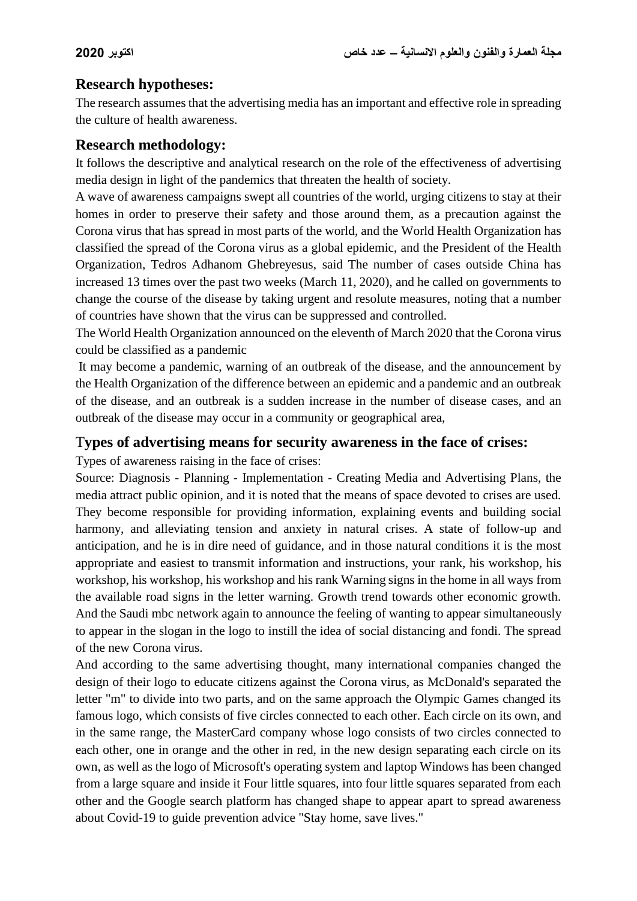## Research hypotheses:

The research assumes that the advertising media has an important and effective role in spreading the culture of health awareness.

## Research methodology:

It follows the descriptive and analytical research on the role of the effectiveness of advertising media design in light of the pandemics that threaten the health of society.

A wave of awareness campaigns swept all countries of the world, urging citizens to stay at their homes in order to preserve their safety and those around them, as a precaution against the Corona virus that has spread in most parts of the world, and the World Health Organization has classified the spread of the Corona virus as a global epidemic, and the President of the Health Organization, Tedros Adhanom Ghebreyesus, said The number of cases outside China has increased 13 times over the past two weeks (March 11, 2020), and he called on governments to change the course of the disease by taking urgent and resolute measures, noting that a number of countries have shown that the virus can be suppressed and controlled.

The World Health Organization announced on the eleventh of March 2020 that the Corona virus could be classified as a pandemic

It may become a pandemic, warning of an outbreak of the disease, and the announcement by the Health Organization of the difference between an epidemic and a pandemic and an outbreak of the disease, and an outbreak is a sudden increase in the number of disease cases, and an outbreak of the disease may occur in a community or geographical area,

## Types of advertising means for security awareness in the face of crises:

Types of awareness raising in the face of crises:

Source: Diagnosis - Planning - Implementation - Creating Media and Advertising Plans, the media attract public opinion, and it is noted that the means of space devoted to crises are used. They become responsible for providing information, explaining events and building social harmony, and alleviating tension and anxiety in natural crises. A state of follow-up and anticipation, and he is in dire need of guidance, and in those natural conditions it is the most appropriate and easiest to transmit information and instructions, your rank, his workshop, his workshop, his workshop, his workshop and his rank Warning signs in the home in all ways from the available road signs in the letter warning. Growth trend towards other economic growth. And the Saudi mbc network again to announce the feeling of wanting to appear simultaneously to appear in the slogan in the logo to instill the idea of social distancing and fondi. The spread of the new Corona virus.

And according to the same advertising thought, many international companies changed the design of their logo to educate citizens against the Corona virus, as McDonald's separated the letter "m" to divide into two parts, and on the same approach the Olympic Games changed its famous logo, which consists of five circles connected to each other. Each circle on its own, and in the same range, the MasterCard company whose logo consists of two circles connected to each other, one in orange and the other in red, in the new design separating each circle on its own, as well as the logo of Microsoft's operating system and laptop Windows has been changed from a large square and inside it Four little squares, into four little squares separated from each other and the Google search platform has changed shape to appear apart to spread awareness about Covid-19 to guide prevention advice "Stay home, save lives."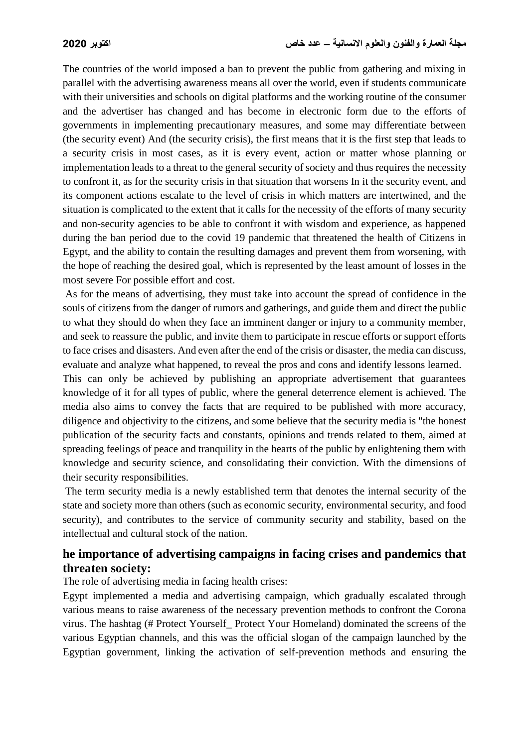The countries of the world imposed a ban to prevent the public from gathering and mixing in parallel with the advertising awareness means all over the world, even if students communicate with their universities and schools on digital platforms and the working routine of the consumer and the advertiser has changed and has become in electronic form due to the efforts of governments in implementing precautionary measures, and some may differentiate between (the security event) And (the security crisis), the first means that it is the first step that leads to a security crisis in most cases, as it is every event, action or matter whose planning or implementation leads to a threat to the general security of society and thus requires the necessity to confront it, as for the security crisis in that situation that worsens In it the security event, and its component actions escalate to the level of crisis in which matters are intertwined, and the situation is complicated to the extent that it calls for the necessity of the efforts of many security and non-security agencies to be able to confront it with wisdom and experience, as happened during the ban period due to the covid 19 pandemic that threatened the health of Citizens in Egypt, and the ability to contain the resulting damages and prevent them from worsening, with the hope of reaching the desired goal, which is represented by the least amount of losses in the most severe For possible effort and cost.

As for the means of advertising, they must take into account the spread of confidence in the souls of citizens from the danger of rumors and gatherings, and guide them and direct the public to what they should do when they face an imminent danger or injury to a community member, and seek to reassure the public, and invite them to participate in rescue efforts or support efforts to face crises and disasters. And even after the end of the crisis or disaster, the media can discuss, evaluate and analyze what happened, to reveal the pros and cons and identify lessons learned.

This can only be achieved by publishing an appropriate advertisement that guarantees knowledge of it for all types of public, where the general deterrence element is achieved. The media also aims to convey the facts that are required to be published with more accuracy, diligence and objectivity to the citizens, and some believe that the security media is "the honest publication of the security facts and constants, opinions and trends related to them, aimed at spreading feelings of peace and tranquility in the hearts of the public by enlightening them with knowledge and security science, and consolidating their conviction. With the dimensions of their security responsibilities.

The term security media is a newly established term that denotes the internal security of the state and society more than others (such as economic security, environmental security, and food security), and contributes to the service of community security and stability, based on the intellectual and cultural stock of the nation.

## he importance of advertising campaigns in facing crises and pandemics that threaten society:

The role of advertising media in facing health crises:

Egypt implemented a media and advertising campaign, which gradually escalated through various means to raise awareness of the necessary prevention methods to confront the Corona virus. The hashtag (# Protect Yourself_ Protect Your Homeland) dominated the screens of the various Egyptian channels, and this was the official slogan of the campaign launched by the Egyptian government, linking the activation of self-prevention methods and ensuring the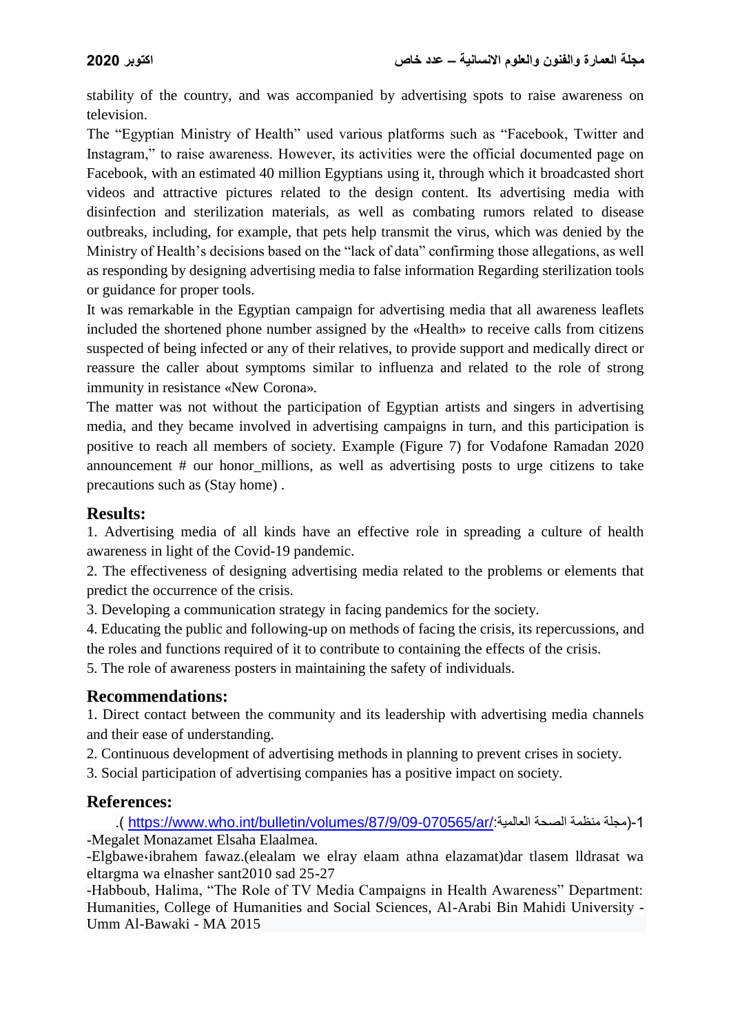stability of the country, and was accompanied by advertising spots to raise awareness on television.

The "Egyptian Ministry of Health" used various platforms such as "Facebook, Twitter and Instagram," to raise awareness. However, its activities were the official documented page on Facebook, with an estimated 40 million Egyptians using it, through which it broadcasted short videos and attractive pictures related to the design content. Its advertising media with disinfection and sterilization materials, as well as combating rumors related to disease outbreaks, including, for example, that pets help transmit the virus, which was denied by the Ministry of Health's decisions based on the "lack of data" confirming those allegations, as well as responding by designing advertising media to false information Regarding sterilization tools or guidance for proper tools.

It was remarkable in the Egyptian campaign for advertising media that all awareness leaflets included the shortened phone number assigned by the «Health» to receive calls from citizens suspected of being infected or any of their relatives, to provide support and medically direct or reassure the caller about symptoms similar to influenza and related to the role of strong immunity in resistance «New Corona».

The matter was not without the participation of Egyptian artists and singers in advertising media, and they became involved in advertising campaigns in turn, and this participation is positive to reach all members of society. Example (Figure 7) for Vodafone Ramadan 2020 announcement # our honor_millions, as well as advertising posts to urge citizens to take precautions such as (Stay home) .

## Results:

1. Advertising media of all kinds have an effective role in spreading a culture of health awareness in light of the Covid-19 pandemic.
2. The effectiveness of designing advertising media related to the problems or elements that predict the occurrence of the crisis.
3. Developing a communication strategy in facing pandemics for the society.
4. Educating the public and following-up on methods of facing the crisis, its repercussions, and the roles and functions required of it to contribute to containing the effects of the crisis.
5. The role of awareness posters in maintaining the safety of individuals.

## Recommendations:

1. Direct contact between the community and its leadership with advertising media channels and their ease of understanding.
2. Continuous development of advertising methods in planning to prevent crises in society.
3. Social participation of advertising companies has a positive impact on society.

## References:

1-(مجلة منظمة الصحة العالمية: https://www.who.int/bulletin/volumes/87/9/09-070565/ar/ ).

-Megalet Monazamet Elsaha Elaalmea.

-Elgbawe،ibrahem fawaz.(elealam we elray elaam athna elazamat)dar tlasem lldrasat wa eltargma wa elnasher sant2010 sad 25-27

-Habboub, Halima, "The Role of TV Media Campaigns in Health Awareness" Department: Humanities, College of Humanities and Social Sciences, Al-Arabi Bin Mahidi University - Umm Al-Bawaki - MA 2015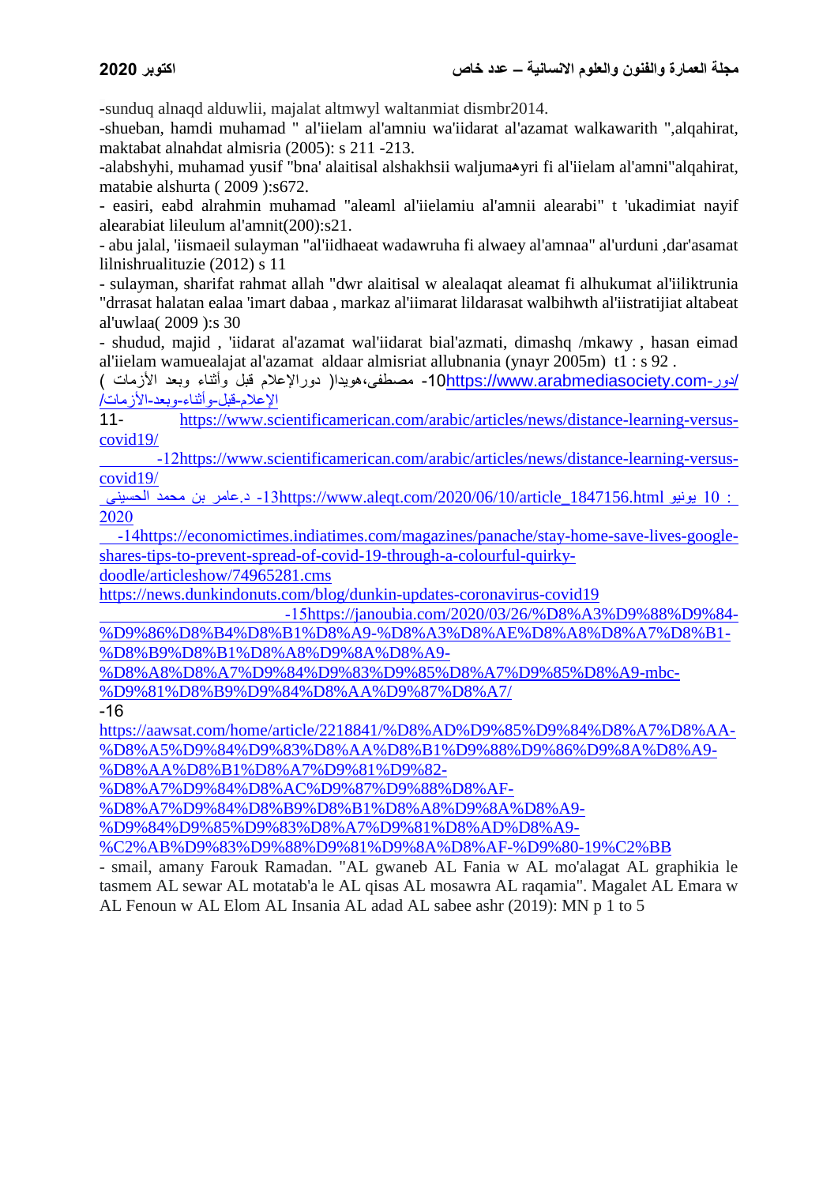-sunduq alnaqd alduwlii, majalat altmwyl waltanmiat dismbr2014.

-shueban, hamdi muhamad " al'iielam al'amniu wa'iidarat al'azamat walkawarith ",alqahirat, maktabat alnahdat almisria (2005): s 211 -213.

-alabshyhi, muhamad yusif "bna' alaitisal alshakhsii waljumaهyri fi al'iielam al'amni"alqahirat, matabie alshurta ( 2009 ):s672.

- easiri, eabd alrahmin muhamad "aleaml al'iielamiu al'amnii alearabi" t 'ukadimiat nayif alearabiat lileulum al'amnit(200):s21.

- abu jalal, 'iismaeil sulayman "al'iidhaeat wadawruha fi alwaey al'amnaa" al'urduni ,dar'asamat lilnishrualituzie (2012) s 11

- sulayman, sharifat rahmat allah "dwr alaitisal w alealaqat aleamat fi alhukumat al'iiliktrunia "drrasat halatan ealaa 'imart dabaa , markaz al'iimarat lildarasat walbihwth al'iistratijiat altabeat al'uwlaa( 2009 ):s 30

- shudud, majid , 'iidarat al'azamat wal'iidarat bial'azmati, dimashq /mkawy , hasan eimad al'iielam wamuealajat al'azamat aldaar almisriat allubnania (ynayr 2005m) t1 : s 92 .

10- مصطفى،هويدا( دورالإعلام قبل وأثناء وبعد الأزمات ) https://www.arabmediasociety.com-دور/الإعلام-قبل-وأثناء-وبعد-الأزمات/

11- https://www.scientificamerican.com/arabic/articles/news/distance-learning-versus-covid19/

-12https://www.scientificamerican.com/arabic/articles/news/distance-learning-versus-covid19/

-13https://www.aleqt.com/2020/06/10/article_1847156.html د.عامر بن محمد الحسيني : 10 يونيو 2020

-14https://economictimes.indiatimes.com/magazines/panache/stay-home-save-lives-google-shares-tips-to-prevent-spread-of-covid-19-through-a-colourful-quirky-doodle/articleshow/74965281.cms

https://news.dunkindonuts.com/blog/dunkin-updates-coronavirus-covid19

-15https://janoubia.com/2020/03/26/%D8%A3%D9%88%D9%84-%D9%86%D8%B4%D8%B1%D8%A9-%D8%A3%D8%AE%D8%A8%D8%A7%D8%B1-%D8%B9%D8%B1%D8%A8%D9%8A%D8%A9-%D8%A8%D8%A7%D9%84%D9%83%D9%85%D8%A7%D9%85%D8%A9-mbc-%D9%81%D8%B9%D9%84%D8%AA%D9%87%D8%A7/

-16 https://aawsat.com/home/article/2218841/%D8%AD%D9%85%D9%84%D8%A7%D8%AA-%D8%A5%D9%84%D9%83%D8%AA%D8%B1%D9%88%D9%86%D9%8A%D8%A9-%D8%AA%D8%B1%D8%A7%D9%81%D9%82-%D8%A7%D9%84%D8%AC%D9%87%D9%88%D8%AF-%D8%A7%D9%84%D8%B9%D8%B1%D8%A8%D9%8A%D8%A9-%D9%84%D9%85%D9%83%D8%A7%D9%81%D8%AD%D8%A9-%C2%AB%D9%83%D9%88%D9%81%D9%8A%D8%AF-%D9%80-19%C2%BB

- smail, amany Farouk Ramadan. "AL gwaneb AL Fania w AL mo'alagat AL graphikia le tasmem AL sewar AL motatab'a le AL qisas AL mosawra AL raqamia". Magalet AL Emara w AL Fenoun w AL Elom AL Insania AL adad AL sabee ashr (2019): MN p 1 to 5